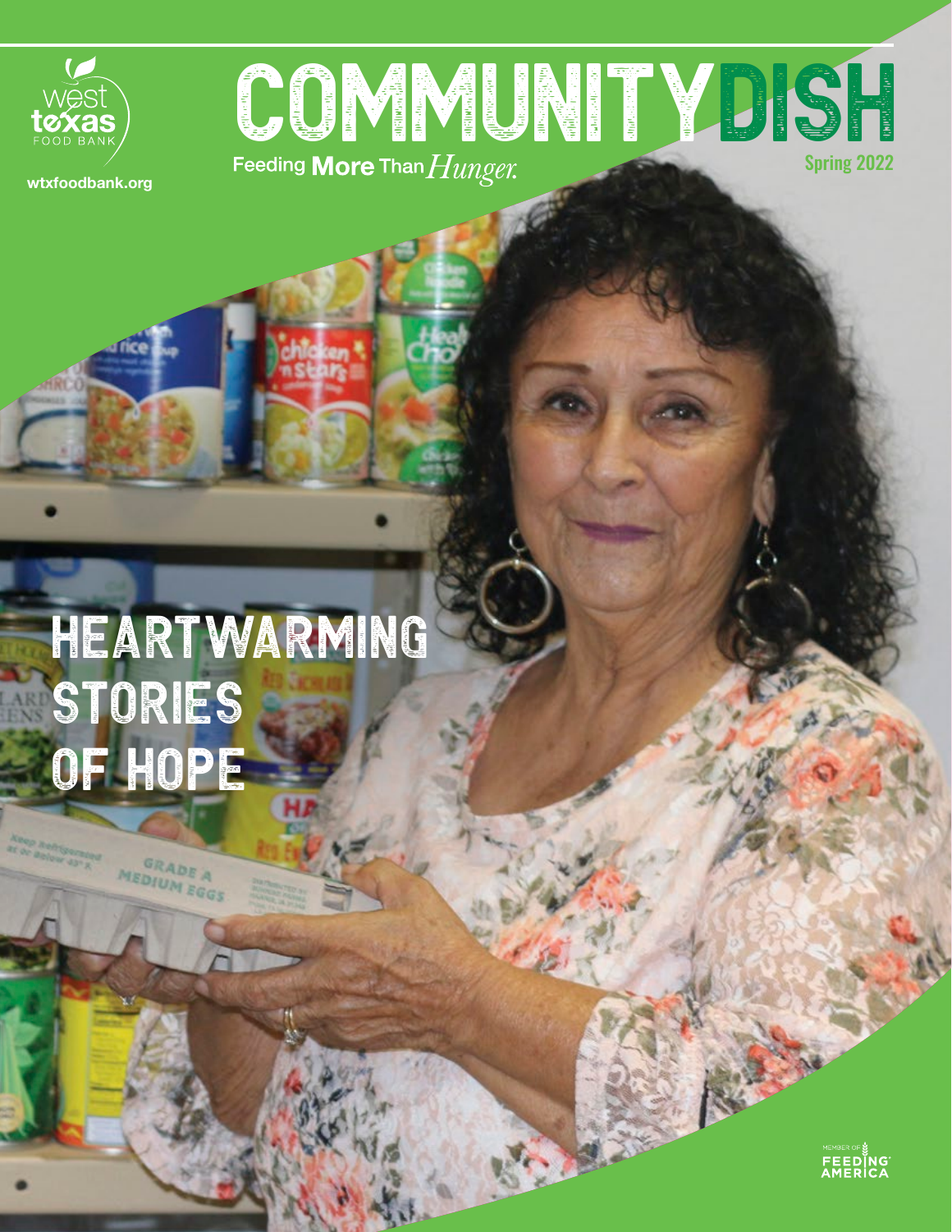west texas FOOD BANK

wtxfoodbank.org

# COMMUNITYDISH

Feeding **More** Than *Hunger.*

Spring 2022

## HEARTWARMING STORIES OF HOPE

MEMBER OF FEEDING AMERICA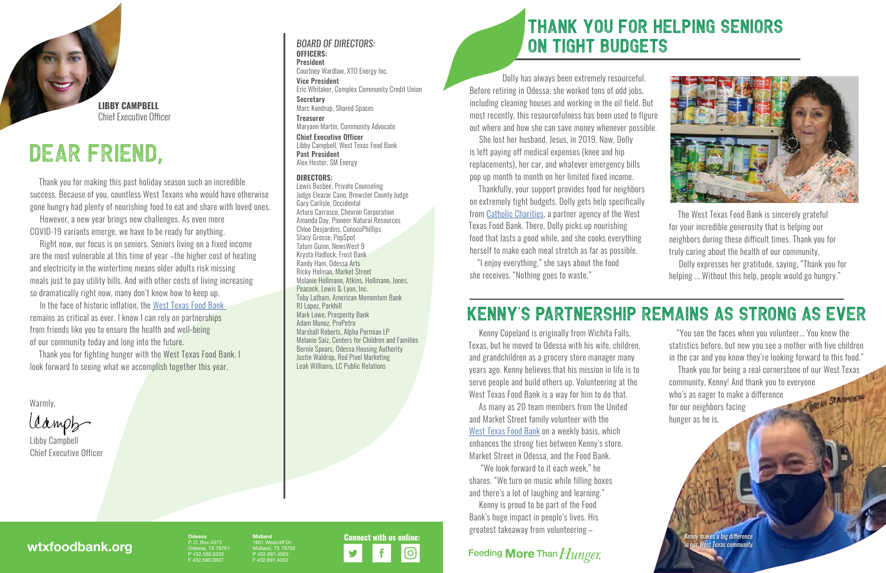**LIBBY CAMPBELL**
Chief Executive Officer

# DEAR FRIEND,

Thank you for making this past holiday season such an incredible success. Because of you, countless West Texans who would have otherwise gone hungry had plenty of nourishing food to eat and share with loved ones.

However, a new year brings new challenges. As even more COVID-19 variants emerge, we have to be ready for anything.

Right now, our focus is on seniors. Seniors living on a fixed income are the most vulnerable at this time of year –the higher cost of heating and electricity in the wintertime means older adults risk missing meals just to pay utility bills. And with other costs of living increasing so dramatically right now, many don't know how to keep up.

In the face of historic inflation, the West Texas Food Bank remains as critical as ever. I know I can rely on partnerships from friends like you to ensure the health and well-being of our community today and long into the future.

Thank you for fighting hunger with the West Texas Food Bank. I look forward to seeing what we accomplish together this year.

Warmly,

Libby Campbell
Chief Executive Officer

*BOARD OF DIRECTORS:*

**OFFICERS:**

**President**
Courtney Wardlaw, XTO Energy Inc.

**Vice President**
Eric Whitaker, Complex Community Credit Union

**Secretary**
Marc Kondrup, Shared Spaces

**Treasurer**
Maryann Martin, Community Advocate

**Chief Executive Officer**
Libby Campbell, West Texas Food Bank

**Past President**
Alex Hester, SM Energy

**DIRECTORS:**

Lewis Busbee, Private Counseling
Judge Eleazar Cano, Brewster County Judge
Gary Carlisle, Occidental
Arturo Carrasco, Chevron Corporation
Amanda Day, Pioneer Natural Resources
Chloe Desjardins, ConocoPhillips
Stacy Grosse, PopSpot
Tatum Guinn, NewsWest 9
Krysta Hadlock, Frost Bank
Randy Ham, Odessa Arts
Ricky Holman, Market Street
Melanie Hollmann, Atkins, Hollmann, Jones, Peacock, Lewis & Lyon, Inc.
Toby Latham, American Momentum Bank
RJ Lopez, Parkhill
Mark Lowe, Prosperity Bank
Adam Munoz, ProPetro
Marshall Roberts, Alpha Permian LP
Melanie Saiz, Centers for Children and Families
Bernie Spears, Odessa Housing Authority
Justin Waldrop, Red Pixel Marketing
Leah Williams, LC Public Relations

# THANK YOU FOR HELPING SENIORS ON TIGHT BUDGETS

Dolly has always been extremely resourceful. Before retiring in Odessa, she worked tons of odd jobs, including cleaning houses and working in the oil field. But most recently, this resourcefulness has been used to figure out where and how she can save money whenever possible.

She lost her husband, Jesus, in 2019. Now, Dolly is left paying off medical expenses (knee and hip replacements), her car, and whatever emergency bills pop up month to month on her limited fixed income.

Thankfully, your support provides food for neighbors on extremely tight budgets. Dolly gets help specifically from Catholic Charities, a partner agency of the West Texas Food Bank. There, Dolly picks up nourishing food that lasts a good while, and she cooks everything herself to make each meal stretch as far as possible.

"I enjoy everything," she says about the food she receives. "Nothing goes to waste."

*Dolly*

The West Texas Food Bank is sincerely grateful for your incredible generosity that is helping our neighbors during these difficult times. Thank you for truly caring about the health of our community.

Dolly expresses her gratitude, saying, "Thank you for helping ... Without this help, people would go hungry."

# KENNY'S PARTNERSHIP REMAINS AS STRONG AS EVER

Kenny Copeland is originally from Wichita Falls, Texas, but he moved to Odessa with his wife, children, and grandchildren as a grocery store manager many years ago. Kenny believes that his mission in life is to serve people and build others up. Volunteering at the West Texas Food Bank is a way for him to do that.

As many as 20 team members from the United and Market Street family volunteer with the West Texas Food Bank on a weekly basis, which enhances the strong ties between Kenny's store, Market Street in Odessa, and the Food Bank.

"We look forward to it each week," he shares. "We turn on music while filling boxes and there's a lot of laughing and learning."

Kenny is proud to be part of the Food Bank's huge impact in people's lives. His greatest takeaway from volunteering –

"You see the faces when you volunteer... You knew the statistics before, but now you see a mother with five children in the car and you know they're looking forward to this food."

Thank you for being a real cornerstone of our West Texas community, Kenny! And thank you to everyone who's as eager to make a difference for our neighbors facing hunger as he is.

*Kenny makes a big difference in our West Texas community.*

Feeding More Than *Hunger.*

**wtxfoodbank.org**

**Odessa**
P. O. Box 4373
Odessa, TX 79761
P 432.580.6333
F 432.580.0807

**Midland**
1601 Westcliff Dr.
Midland, TX 79703
P 432.697.4003
F 432.697.4002

**Connect with us online:**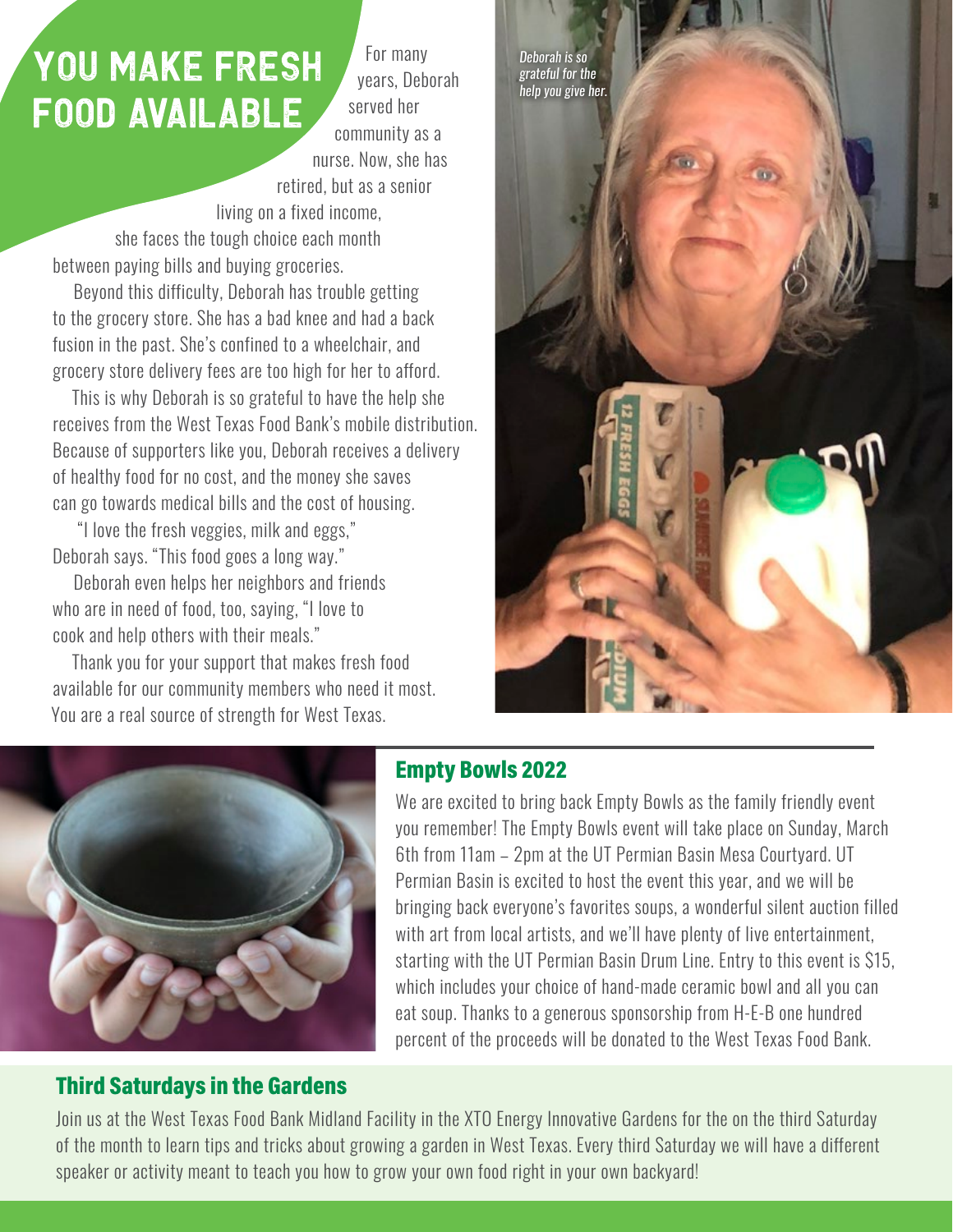# YOU MAKE FRESH FOOD AVAILABLE

For many years, Deborah served her community as a nurse. Now, she has retired, but as a senior living on a fixed income, she faces the tough choice each month between paying bills and buying groceries.

Beyond this difficulty, Deborah has trouble getting to the grocery store. She has a bad knee and had a back fusion in the past. She's confined to a wheelchair, and grocery store delivery fees are too high for her to afford.

This is why Deborah is so grateful to have the help she receives from the West Texas Food Bank's mobile distribution. Because of supporters like you, Deborah receives a delivery of healthy food for no cost, and the money she saves can go towards medical bills and the cost of housing.

"I love the fresh veggies, milk and eggs," Deborah says. "This food goes a long way."

Deborah even helps her neighbors and friends who are in need of food, too, saying, "I love to cook and help others with their meals."

Thank you for your support that makes fresh food available for our community members who need it most. You are a real source of strength for West Texas.

*Deborah is so grateful for the help you give her.*

## Empty Bowls 2022

We are excited to bring back Empty Bowls as the family friendly event you remember! The Empty Bowls event will take place on Sunday, March 6th from 11am – 2pm at the UT Permian Basin Mesa Courtyard. UT Permian Basin is excited to host the event this year, and we will be bringing back everyone's favorites soups, a wonderful silent auction filled with art from local artists, and we'll have plenty of live entertainment, starting with the UT Permian Basin Drum Line. Entry to this event is $15, which includes your choice of hand-made ceramic bowl and all you can eat soup. Thanks to a generous sponsorship from H-E-B one hundred percent of the proceeds will be donated to the West Texas Food Bank.

## Third Saturdays in the Gardens

Join us at the West Texas Food Bank Midland Facility in the XTO Energy Innovative Gardens for the on the third Saturday of the month to learn tips and tricks about growing a garden in West Texas. Every third Saturday we will have a different speaker or activity meant to teach you how to grow your own food right in your own backyard!